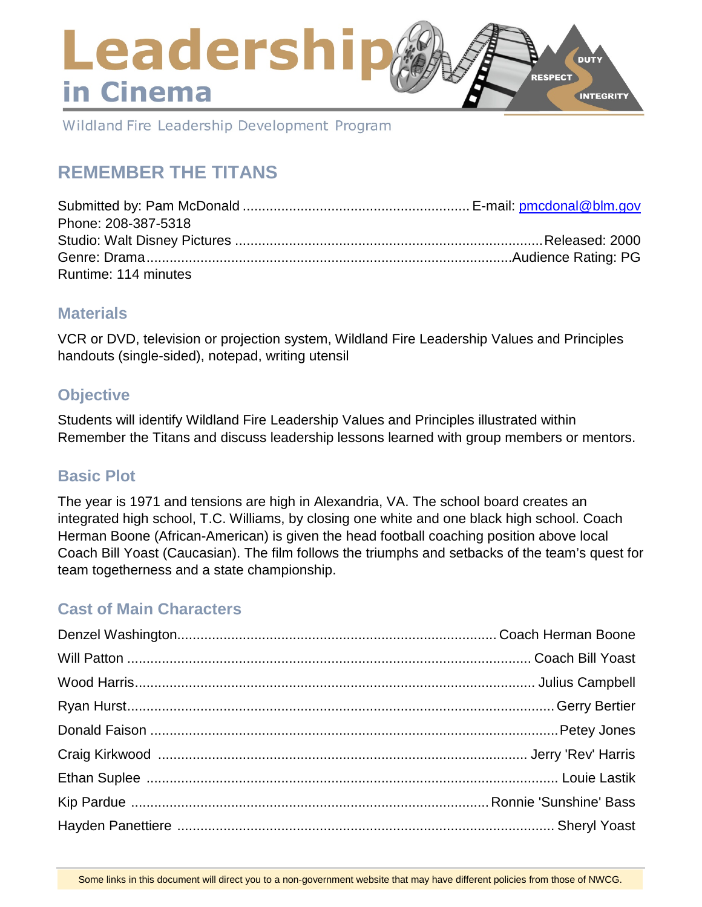# Leadership in Cinema

Wildland Fire Leadership Development Program

## REMEMBER THE TITANS

Submitted by: Pam McDonald .......................................................... E-mail: pmcdonal@blm.gov
Phone: 208-387-5318
Studio: Walt Disney Pictures ...............................................................................Released: 2000
Genre: Drama.............................................................................................Audience Rating: PG
Runtime: 114 minutes

### Materials

VCR or DVD, television or projection system, Wildland Fire Leadership Values and Principles handouts (single-sided), notepad, writing utensil

### Objective

Students will identify Wildland Fire Leadership Values and Principles illustrated within Remember the Titans and discuss leadership lessons learned with group members or mentors.

### Basic Plot

The year is 1971 and tensions are high in Alexandria, VA. The school board creates an integrated high school, T.C. Williams, by closing one white and one black high school. Coach Herman Boone (African-American) is given the head football coaching position above local Coach Bill Yoast (Caucasian). The film follows the triumphs and setbacks of the team's quest for team togetherness and a state championship.

### Cast of Main Characters

Denzel Washington................................................................................. Coach Herman Boone
Will Patton ........................................................................................... Coach Bill Yoast
Wood Harris........................................................................................... Julius Campbell
Ryan Hurst............................................................................................... Gerry Bertier
Donald Faison ...........................................................................................Petey Jones
Craig Kirkwood ............................................................................... Jerry 'Rev' Harris
Ethan Suplee ........................................................................................... Louie Lastik
Kip Pardue ........................................................................................ Ronnie 'Sunshine' Bass
Hayden Panettiere ................................................................................. Sheryl Yoast

Some links in this document will direct you to a non-government website that may have different policies from those of NWCG.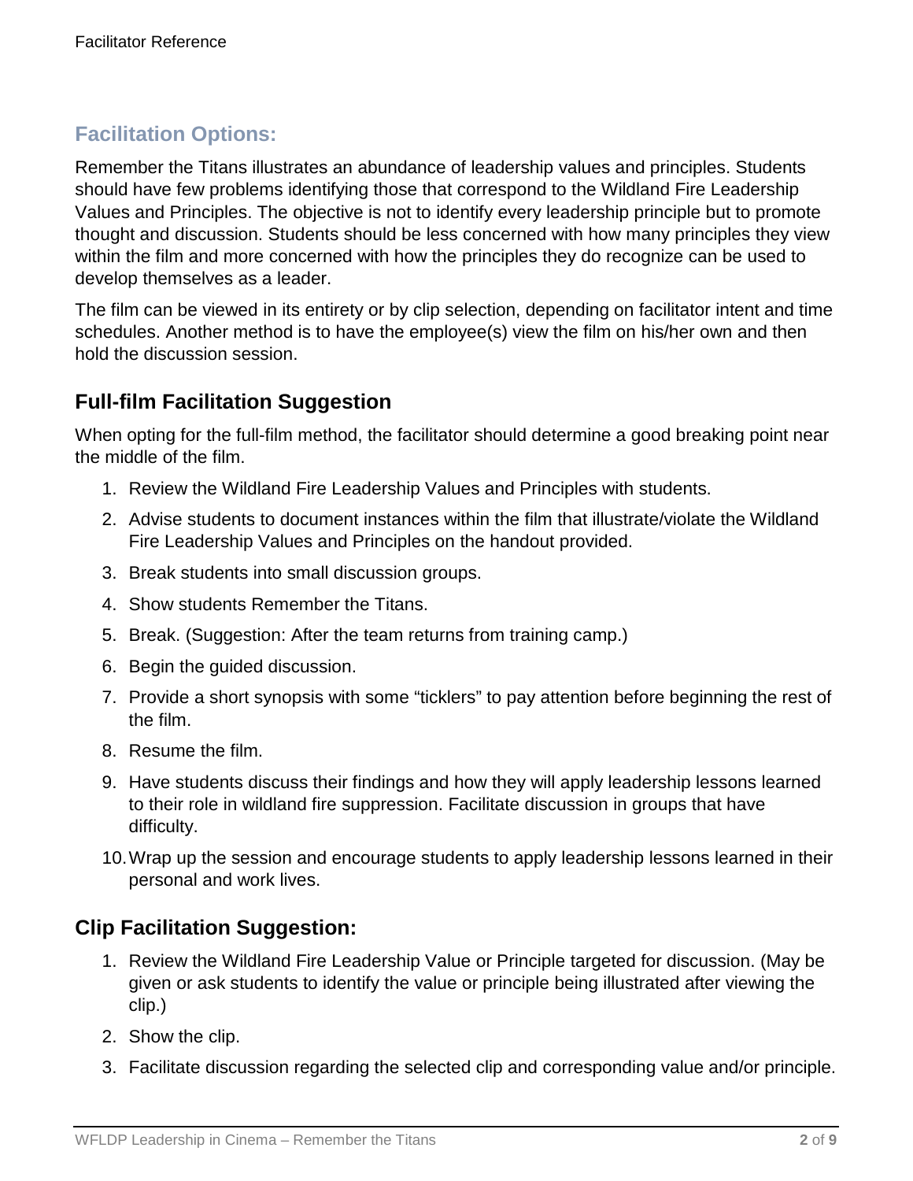## Facilitation Options:

Remember the Titans illustrates an abundance of leadership values and principles. Students should have few problems identifying those that correspond to the Wildland Fire Leadership Values and Principles. The objective is not to identify every leadership principle but to promote thought and discussion. Students should be less concerned with how many principles they view within the film and more concerned with how the principles they do recognize can be used to develop themselves as a leader.

The film can be viewed in its entirety or by clip selection, depending on facilitator intent and time schedules. Another method is to have the employee(s) view the film on his/her own and then hold the discussion session.

### Full-film Facilitation Suggestion

When opting for the full-film method, the facilitator should determine a good breaking point near the middle of the film.

1. Review the Wildland Fire Leadership Values and Principles with students.
2. Advise students to document instances within the film that illustrate/violate the Wildland Fire Leadership Values and Principles on the handout provided.
3. Break students into small discussion groups.
4. Show students Remember the Titans.
5. Break. (Suggestion: After the team returns from training camp.)
6. Begin the guided discussion.
7. Provide a short synopsis with some "ticklers" to pay attention before beginning the rest of the film.
8. Resume the film.
9. Have students discuss their findings and how they will apply leadership lessons learned to their role in wildland fire suppression. Facilitate discussion in groups that have difficulty.
10. Wrap up the session and encourage students to apply leadership lessons learned in their personal and work lives.

### Clip Facilitation Suggestion:

1. Review the Wildland Fire Leadership Value or Principle targeted for discussion. (May be given or ask students to identify the value or principle being illustrated after viewing the clip.)
2. Show the clip.
3. Facilitate discussion regarding the selected clip and corresponding value and/or principle.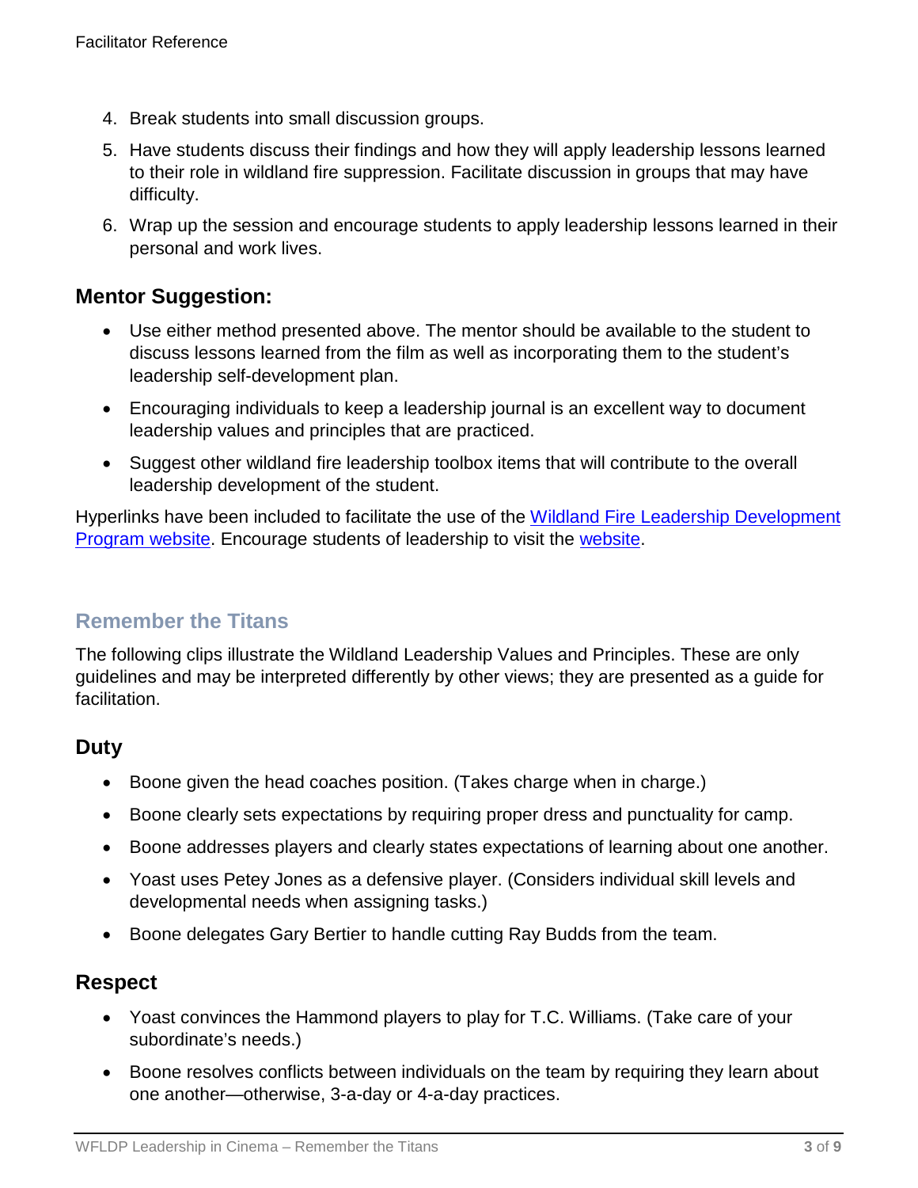4. Break students into small discussion groups.
5. Have students discuss their findings and how they will apply leadership lessons learned to their role in wildland fire suppression. Facilitate discussion in groups that may have difficulty.
6. Wrap up the session and encourage students to apply leadership lessons learned in their personal and work lives.

### Mentor Suggestion:

- Use either method presented above. The mentor should be available to the student to discuss lessons learned from the film as well as incorporating them to the student's leadership self-development plan.
- Encouraging individuals to keep a leadership journal is an excellent way to document leadership values and principles that are practiced.
- Suggest other wildland fire leadership toolbox items that will contribute to the overall leadership development of the student.

Hyperlinks have been included to facilitate the use of the Wildland Fire Leadership Development Program website. Encourage students of leadership to visit the website.

## Remember the Titans

The following clips illustrate the Wildland Leadership Values and Principles. These are only guidelines and may be interpreted differently by other views; they are presented as a guide for facilitation.

### Duty

- Boone given the head coaches position. (Takes charge when in charge.)
- Boone clearly sets expectations by requiring proper dress and punctuality for camp.
- Boone addresses players and clearly states expectations of learning about one another.
- Yoast uses Petey Jones as a defensive player. (Considers individual skill levels and developmental needs when assigning tasks.)
- Boone delegates Gary Bertier to handle cutting Ray Budds from the team.

### Respect

- Yoast convinces the Hammond players to play for T.C. Williams. (Take care of your subordinate's needs.)
- Boone resolves conflicts between individuals on the team by requiring they learn about one another—otherwise, 3-a-day or 4-a-day practices.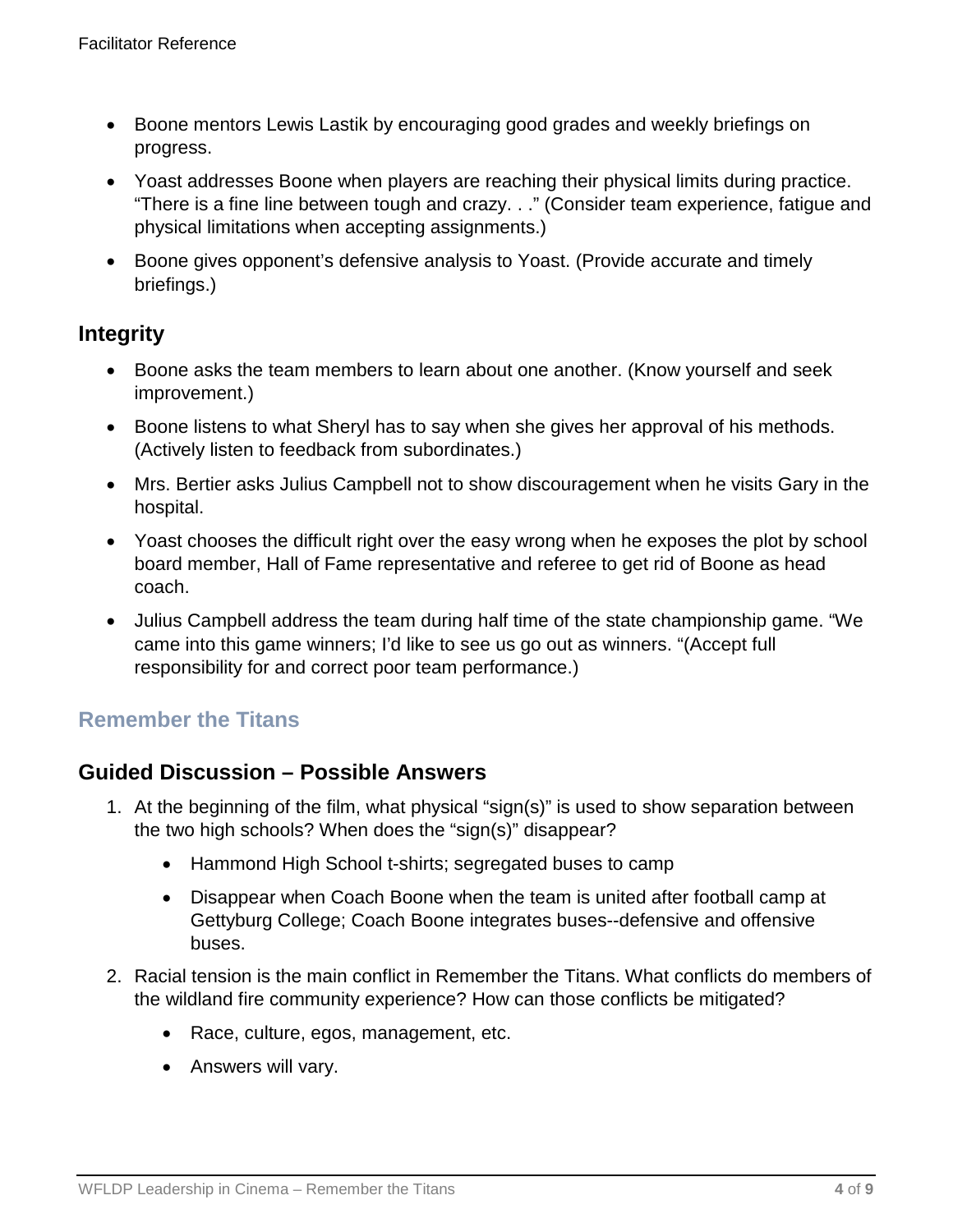- Boone mentors Lewis Lastik by encouraging good grades and weekly briefings on progress.
- Yoast addresses Boone when players are reaching their physical limits during practice. “There is a fine line between tough and crazy. . .” (Consider team experience, fatigue and physical limitations when accepting assignments.)
- Boone gives opponent’s defensive analysis to Yoast. (Provide accurate and timely briefings.)

## Integrity

- Boone asks the team members to learn about one another. (Know yourself and seek improvement.)
- Boone listens to what Sheryl has to say when she gives her approval of his methods. (Actively listen to feedback from subordinates.)
- Mrs. Bertier asks Julius Campbell not to show discouragement when he visits Gary in the hospital.
- Yoast chooses the difficult right over the easy wrong when he exposes the plot by school board member, Hall of Fame representative and referee to get rid of Boone as head coach.
- Julius Campbell address the team during half time of the state championship game. “We came into this game winners; I’d like to see us go out as winners. “(Accept full responsibility for and correct poor team performance.)

## Remember the Titans

## Guided Discussion – Possible Answers

1. At the beginning of the film, what physical “sign(s)” is used to show separation between the two high schools? When does the “sign(s)” disappear?
   - Hammond High School t-shirts; segregated buses to camp
   - Disappear when Coach Boone when the team is united after football camp at Gettyburg College; Coach Boone integrates buses--defensive and offensive buses.
2. Racial tension is the main conflict in Remember the Titans. What conflicts do members of the wildland fire community experience? How can those conflicts be mitigated?
   - Race, culture, egos, management, etc.
   - Answers will vary.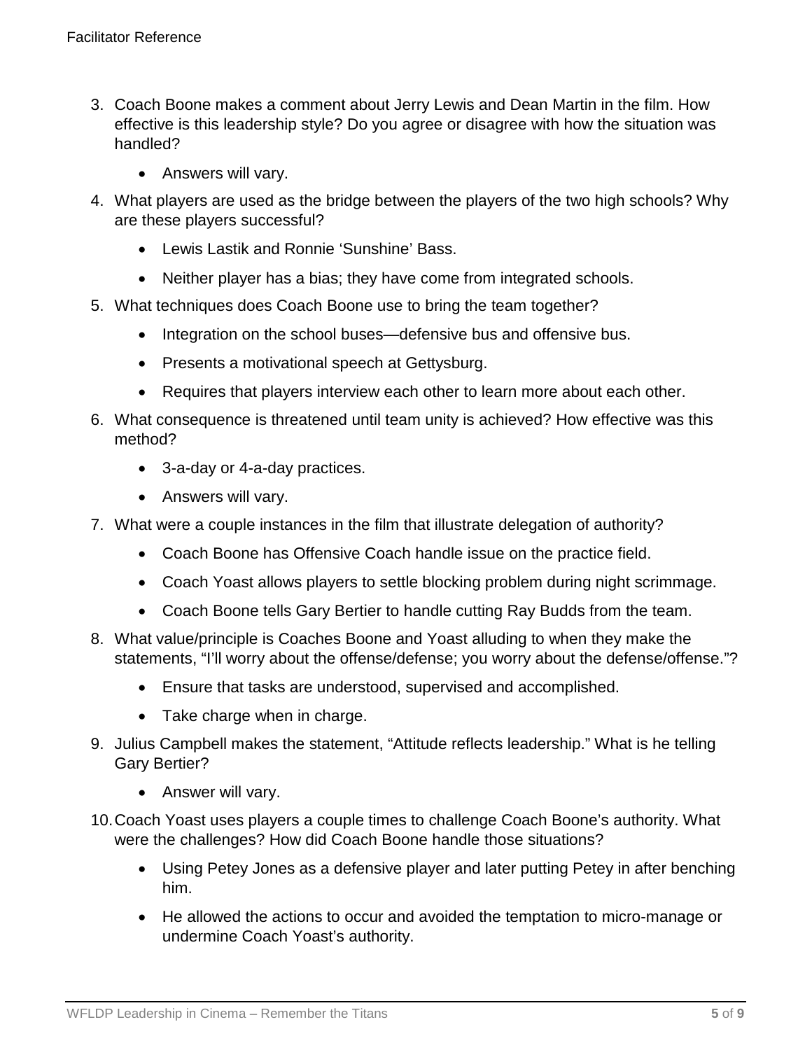3. Coach Boone makes a comment about Jerry Lewis and Dean Martin in the film. How effective is this leadership style? Do you agree or disagree with how the situation was handled?
    - Answers will vary.
4. What players are used as the bridge between the players of the two high schools? Why are these players successful?
    - Lewis Lastik and Ronnie 'Sunshine' Bass.
    - Neither player has a bias; they have come from integrated schools.
5. What techniques does Coach Boone use to bring the team together?
    - Integration on the school buses—defensive bus and offensive bus.
    - Presents a motivational speech at Gettysburg.
    - Requires that players interview each other to learn more about each other.
6. What consequence is threatened until team unity is achieved? How effective was this method?
    - 3-a-day or 4-a-day practices.
    - Answers will vary.
7. What were a couple instances in the film that illustrate delegation of authority?
    - Coach Boone has Offensive Coach handle issue on the practice field.
    - Coach Yoast allows players to settle blocking problem during night scrimmage.
    - Coach Boone tells Gary Bertier to handle cutting Ray Budds from the team.
8. What value/principle is Coaches Boone and Yoast alluding to when they make the statements, "I'll worry about the offense/defense; you worry about the defense/offense."?
    - Ensure that tasks are understood, supervised and accomplished.
    - Take charge when in charge.
9. Julius Campbell makes the statement, "Attitude reflects leadership." What is he telling Gary Bertier?
    - Answer will vary.
10. Coach Yoast uses players a couple times to challenge Coach Boone's authority. What were the challenges? How did Coach Boone handle those situations?
    - Using Petey Jones as a defensive player and later putting Petey in after benching him.
    - He allowed the actions to occur and avoided the temptation to micro-manage or undermine Coach Yoast's authority.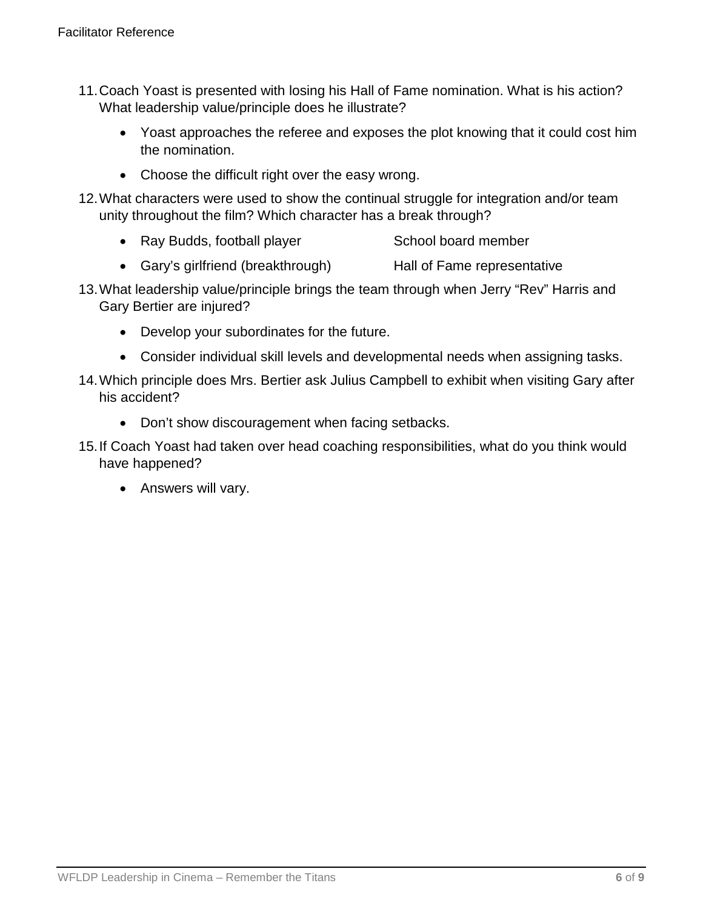11. Coach Yoast is presented with losing his Hall of Fame nomination. What is his action? What leadership value/principle does he illustrate?

    - Yoast approaches the referee and exposes the plot knowing that it could cost him the nomination.
    - Choose the difficult right over the easy wrong.

12. What characters were used to show the continual struggle for integration and/or team unity throughout the film? Which character has a break through?

    - Ray Budds, football player
    - Gary's girlfriend (breakthrough)
    - School board member
    - Hall of Fame representative

13. What leadership value/principle brings the team through when Jerry "Rev" Harris and Gary Bertier are injured?

    - Develop your subordinates for the future.
    - Consider individual skill levels and developmental needs when assigning tasks.

14. Which principle does Mrs. Bertier ask Julius Campbell to exhibit when visiting Gary after his accident?

    - Don't show discouragement when facing setbacks.

15. If Coach Yoast had taken over head coaching responsibilities, what do you think would have happened?

    - Answers will vary.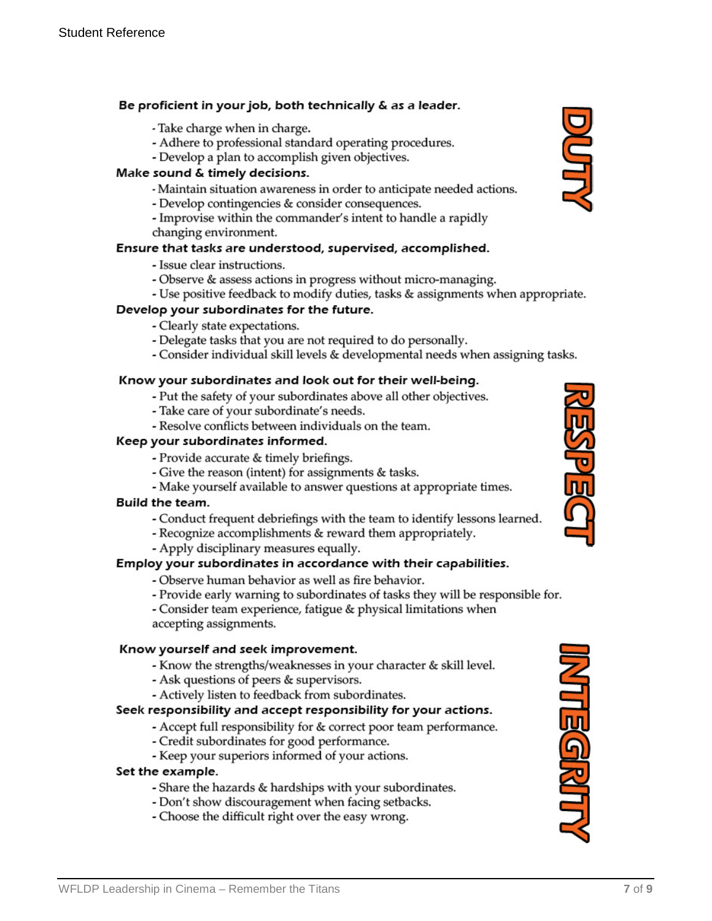## DUTY

**Be proficient in your job, both technically & as a leader.**

- Take charge when in charge.
- Adhere to professional standard operating procedures.
- Develop a plan to accomplish given objectives.

**Make sound & timely decisions.**

- Maintain situation awareness in order to anticipate needed actions.
- Develop contingencies & consider consequences.
- Improvise within the commander's intent to handle a rapidly changing environment.

**Ensure that tasks are understood, supervised, accomplished.**

- Issue clear instructions.
- Observe & assess actions in progress without micro-managing.
- Use positive feedback to modify duties, tasks & assignments when appropriate.

**Develop your subordinates for the future.**

- Clearly state expectations.
- Delegate tasks that you are not required to do personally.
- Consider individual skill levels & developmental needs when assigning tasks.

## RESPECT

**Know your subordinates and look out for their well-being.**

- Put the safety of your subordinates above all other objectives.
- Take care of your subordinate's needs.
- Resolve conflicts between individuals on the team.

**Keep your subordinates informed.**

- Provide accurate & timely briefings.
- Give the reason (intent) for assignments & tasks.
- Make yourself available to answer questions at appropriate times.

**Build the team.**

- Conduct frequent debriefings with the team to identify lessons learned.
- Recognize accomplishments & reward them appropriately.
- Apply disciplinary measures equally.

**Employ your subordinates in accordance with their capabilities.**

- Observe human behavior as well as fire behavior.
- Provide early warning to subordinates of tasks they will be responsible for.
- Consider team experience, fatigue & physical limitations when accepting assignments.

## INTEGRITY

**Know yourself and seek improvement.**

- Know the strengths/weaknesses in your character & skill level.
- Ask questions of peers & supervisors.
- Actively listen to feedback from subordinates.

**Seek responsibility and accept responsibility for your actions.**

- Accept full responsibility for & correct poor team performance.
- Credit subordinates for good performance.
- Keep your superiors informed of your actions.

**Set the example.**

- Share the hazards & hardships with your subordinates.
- Don't show discouragement when facing setbacks.
- Choose the difficult right over the easy wrong.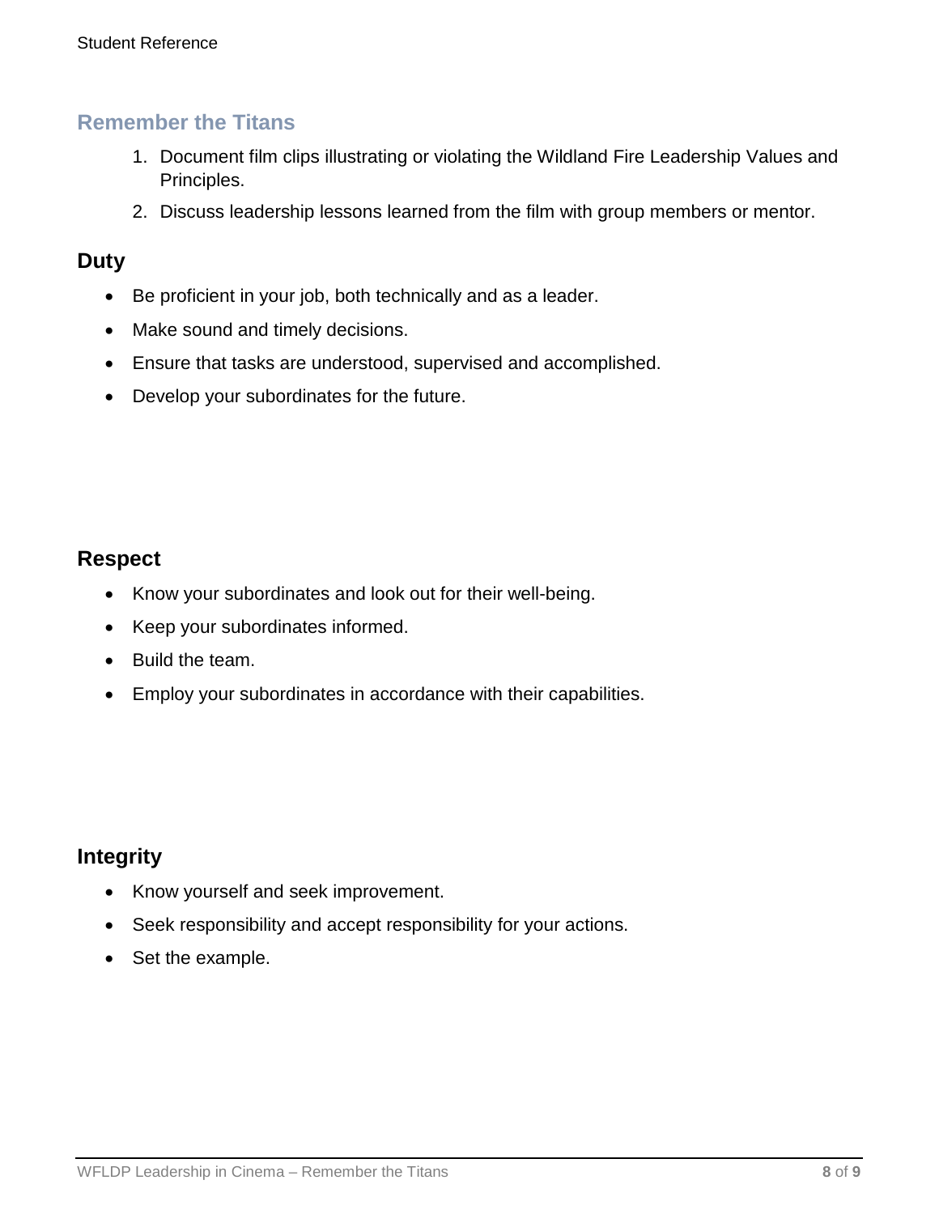## Remember the Titans

1. Document film clips illustrating or violating the Wildland Fire Leadership Values and Principles.
2. Discuss leadership lessons learned from the film with group members or mentor.

### Duty

- Be proficient in your job, both technically and as a leader.
- Make sound and timely decisions.
- Ensure that tasks are understood, supervised and accomplished.
- Develop your subordinates for the future.

### Respect

- Know your subordinates and look out for their well-being.
- Keep your subordinates informed.
- Build the team.
- Employ your subordinates in accordance with their capabilities.

### Integrity

- Know yourself and seek improvement.
- Seek responsibility and accept responsibility for your actions.
- Set the example.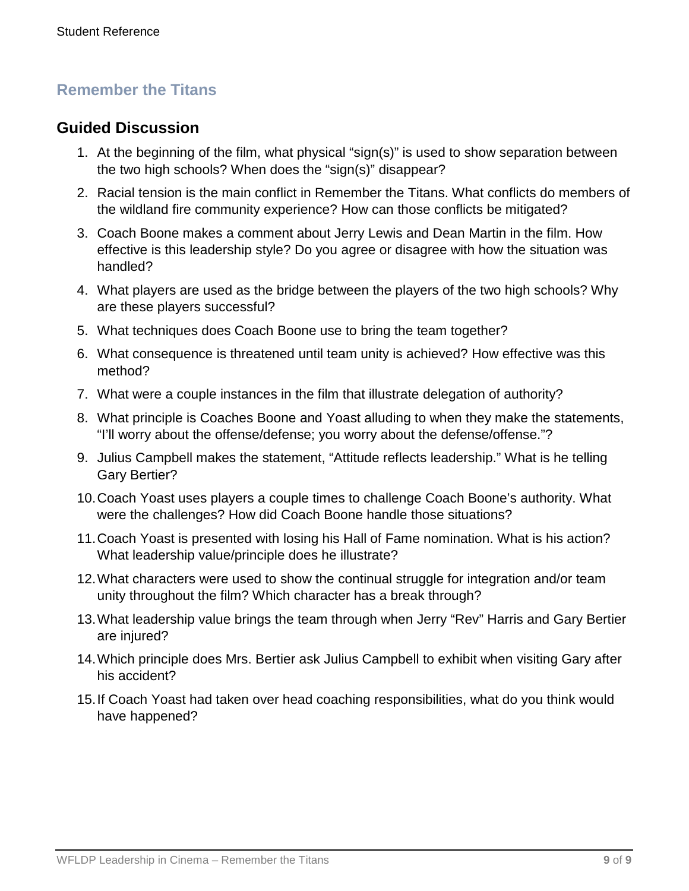## Remember the Titans

### Guided Discussion

1. At the beginning of the film, what physical “sign(s)” is used to show separation between the two high schools? When does the “sign(s)” disappear?
2. Racial tension is the main conflict in Remember the Titans. What conflicts do members of the wildland fire community experience? How can those conflicts be mitigated?
3. Coach Boone makes a comment about Jerry Lewis and Dean Martin in the film. How effective is this leadership style? Do you agree or disagree with how the situation was handled?
4. What players are used as the bridge between the players of the two high schools? Why are these players successful?
5. What techniques does Coach Boone use to bring the team together?
6. What consequence is threatened until team unity is achieved? How effective was this method?
7. What were a couple instances in the film that illustrate delegation of authority?
8. What principle is Coaches Boone and Yoast alluding to when they make the statements, “I’ll worry about the offense/defense; you worry about the defense/offense.”?
9. Julius Campbell makes the statement, “Attitude reflects leadership.” What is he telling Gary Bertier?
10. Coach Yoast uses players a couple times to challenge Coach Boone’s authority. What were the challenges? How did Coach Boone handle those situations?
11. Coach Yoast is presented with losing his Hall of Fame nomination. What is his action? What leadership value/principle does he illustrate?
12. What characters were used to show the continual struggle for integration and/or team unity throughout the film? Which character has a break through?
13. What leadership value brings the team through when Jerry “Rev” Harris and Gary Bertier are injured?
14. Which principle does Mrs. Bertier ask Julius Campbell to exhibit when visiting Gary after his accident?
15. If Coach Yoast had taken over head coaching responsibilities, what do you think would have happened?